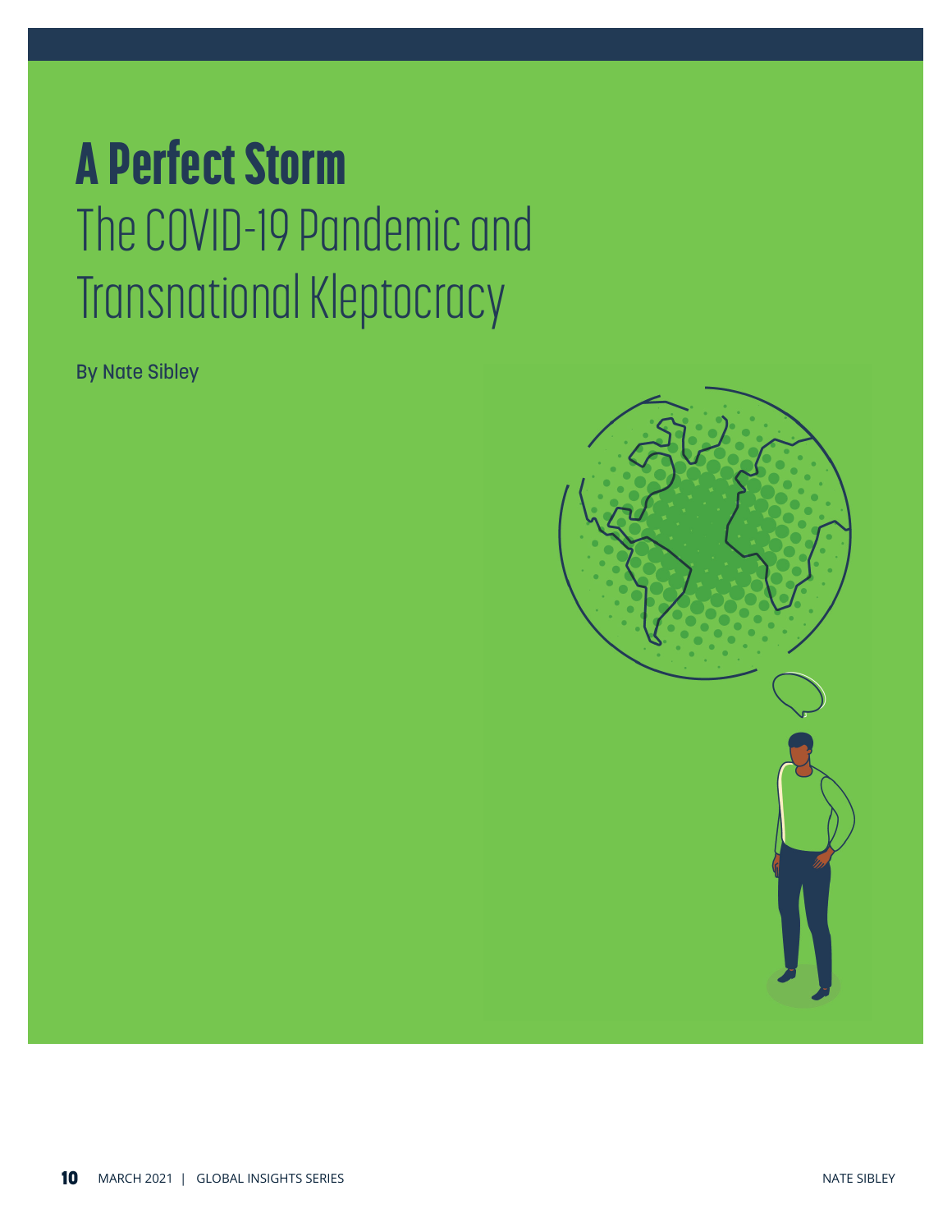# A Perfect Storm

## The COVID-19 Pandemic and Transnational Kleptocracy

By Nate Sibley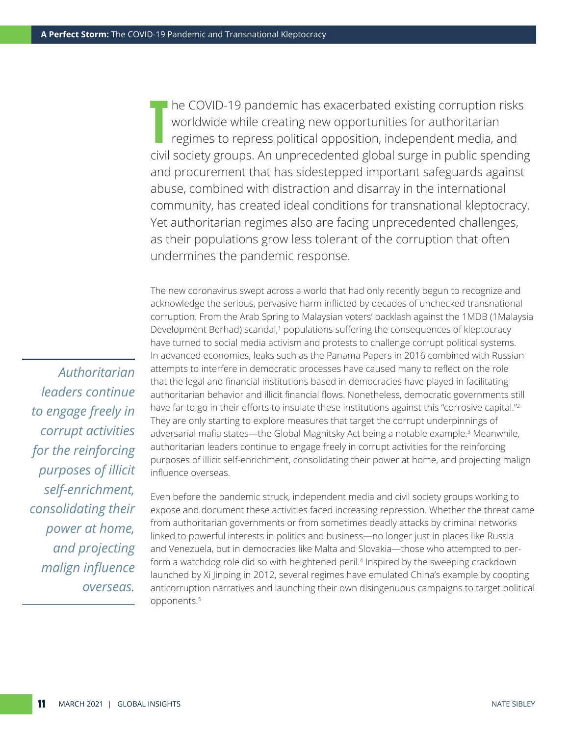The COVID-19 pandemic has exacerbated existing corruption risks worldwide while creating new opportunities for authoritarian regimes to repress political opposition, independent media, and civil society groups. An unprecedented global surge in public spending and procurement that has sidestepped important safeguards against abuse, combined with distraction and disarray in the international community, has created ideal conditions for transnational kleptocracy. Yet authoritarian regimes also are facing unprecedented challenges, as their populations grow less tolerant of the corruption that often undermines the pandemic response.

The new coronavirus swept across a world that had only recently begun to recognize and acknowledge the serious, pervasive harm inflicted by decades of unchecked transnational corruption. From the Arab Spring to Malaysian voters' backlash against the 1MDB (1Malaysia Development Berhad) scandal,[1] populations suffering the consequences of kleptocracy have turned to social media activism and protests to challenge corrupt political systems. In advanced economies, leaks such as the Panama Papers in 2016 combined with Russian attempts to interfere in democratic processes have caused many to reflect on the role that the legal and financial institutions based in democracies have played in facilitating authoritarian behavior and illicit financial flows. Nonetheless, democratic governments still have far to go in their efforts to insulate these institutions against this "corrosive capital."[2] They are only starting to explore measures that target the corrupt underpinnings of adversarial mafia states—the Global Magnitsky Act being a notable example.[3] Meanwhile, authoritarian leaders continue to engage freely in corrupt activities for the reinforcing purposes of illicit self-enrichment, consolidating their power at home, and projecting malign influence overseas.

> *Authoritarian leaders continue to engage freely in corrupt activities for the reinforcing purposes of illicit self-enrichment, consolidating their power at home, and projecting malign influence overseas.*

Even before the pandemic struck, independent media and civil society groups working to expose and document these activities faced increasing repression. Whether the threat came from authoritarian governments or from sometimes deadly attacks by criminal networks linked to powerful interests in politics and business—no longer just in places like Russia and Venezuela, but in democracies like Malta and Slovakia—those who attempted to perform a watchdog role did so with heightened peril.[4] Inspired by the sweeping crackdown launched by Xi Jinping in 2012, several regimes have emulated China's example by coopting anticorruption narratives and launching their own disingenuous campaigns to target political opponents.[5]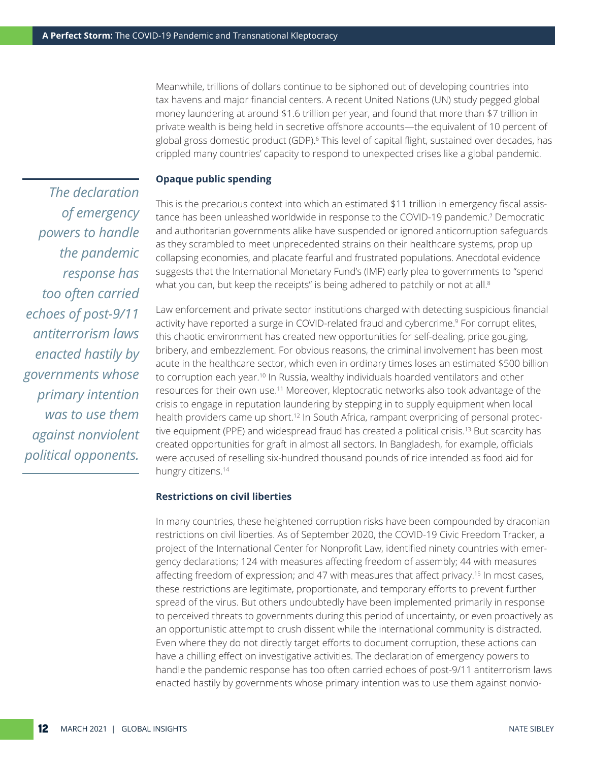Meanwhile, trillions of dollars continue to be siphoned out of developing countries into tax havens and major financial centers. A recent United Nations (UN) study pegged global money laundering at around $1.6 trillion per year, and found that more than $7 trillion in private wealth is being held in secretive offshore accounts—the equivalent of 10 percent of global gross domestic product (GDP).[6] This level of capital flight, sustained over decades, has crippled many countries' capacity to respond to unexpected crises like a global pandemic.

*The declaration of emergency powers to handle the pandemic response has too often carried echoes of post-9/11 antiterrorism laws enacted hastily by governments whose primary intention was to use them against nonviolent political opponents.*

**Opaque public spending**

This is the precarious context into which an estimated $11 trillion in emergency fiscal assistance has been unleashed worldwide in response to the COVID-19 pandemic.[7] Democratic and authoritarian governments alike have suspended or ignored anticorruption safeguards as they scrambled to meet unprecedented strains on their healthcare systems, prop up collapsing economies, and placate fearful and frustrated populations. Anecdotal evidence suggests that the International Monetary Fund's (IMF) early plea to governments to "spend what you can, but keep the receipts" is being adhered to patchily or not at all.[8]

Law enforcement and private sector institutions charged with detecting suspicious financial activity have reported a surge in COVID-related fraud and cybercrime.[9] For corrupt elites, this chaotic environment has created new opportunities for self-dealing, price gouging, bribery, and embezzlement. For obvious reasons, the criminal involvement has been most acute in the healthcare sector, which even in ordinary times loses an estimated $500 billion to corruption each year.[10] In Russia, wealthy individuals hoarded ventilators and other resources for their own use.[11] Moreover, kleptocratic networks also took advantage of the crisis to engage in reputation laundering by stepping in to supply equipment when local health providers came up short.[12] In South Africa, rampant overpricing of personal protective equipment (PPE) and widespread fraud has created a political crisis.[13] But scarcity has created opportunities for graft in almost all sectors. In Bangladesh, for example, officials were accused of reselling six-hundred thousand pounds of rice intended as food aid for hungry citizens.[14]

**Restrictions on civil liberties**

In many countries, these heightened corruption risks have been compounded by draconian restrictions on civil liberties. As of September 2020, the COVID-19 Civic Freedom Tracker, a project of the International Center for Nonprofit Law, identified ninety countries with emergency declarations; 124 with measures affecting freedom of assembly; 44 with measures affecting freedom of expression; and 47 with measures that affect privacy.[15] In most cases, these restrictions are legitimate, proportionate, and temporary efforts to prevent further spread of the virus. But others undoubtedly have been implemented primarily in response to perceived threats to governments during this period of uncertainty, or even proactively as an opportunistic attempt to crush dissent while the international community is distracted. Even where they do not directly target efforts to document corruption, these actions can have a chilling effect on investigative activities. The declaration of emergency powers to handle the pandemic response has too often carried echoes of post-9/11 antiterrorism laws enacted hastily by governments whose primary intention was to use them against nonvio-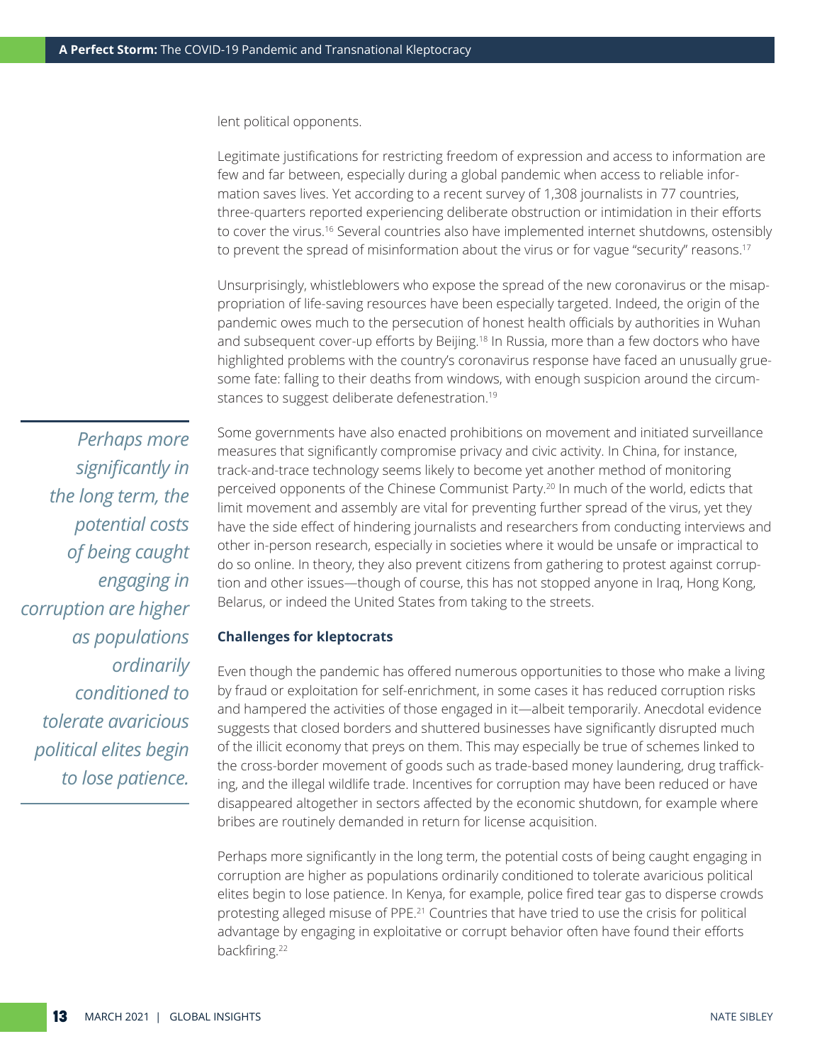lent political opponents.

Legitimate justifications for restricting freedom of expression and access to information are few and far between, especially during a global pandemic when access to reliable information saves lives. Yet according to a recent survey of 1,308 journalists in 77 countries, three-quarters reported experiencing deliberate obstruction or intimidation in their efforts to cover the virus.[16] Several countries also have implemented internet shutdowns, ostensibly to prevent the spread of misinformation about the virus or for vague "security" reasons.[17]

Unsurprisingly, whistleblowers who expose the spread of the new coronavirus or the misappropriation of life-saving resources have been especially targeted. Indeed, the origin of the pandemic owes much to the persecution of honest health officials by authorities in Wuhan and subsequent cover-up efforts by Beijing.[18] In Russia, more than a few doctors who have highlighted problems with the country's coronavirus response have faced an unusually gruesome fate: falling to their deaths from windows, with enough suspicion around the circumstances to suggest deliberate defenestration.[19]

*Perhaps more significantly in the long term, the potential costs of being caught engaging in corruption are higher as populations ordinarily conditioned to tolerate avaricious political elites begin to lose patience.*

Some governments have also enacted prohibitions on movement and initiated surveillance measures that significantly compromise privacy and civic activity. In China, for instance, track-and-trace technology seems likely to become yet another method of monitoring perceived opponents of the Chinese Communist Party.[20] In much of the world, edicts that limit movement and assembly are vital for preventing further spread of the virus, yet they have the side effect of hindering journalists and researchers from conducting interviews and other in-person research, especially in societies where it would be unsafe or impractical to do so online. In theory, they also prevent citizens from gathering to protest against corruption and other issues—though of course, this has not stopped anyone in Iraq, Hong Kong, Belarus, or indeed the United States from taking to the streets.

**Challenges for kleptocrats**

Even though the pandemic has offered numerous opportunities to those who make a living by fraud or exploitation for self-enrichment, in some cases it has reduced corruption risks and hampered the activities of those engaged in it—albeit temporarily. Anecdotal evidence suggests that closed borders and shuttered businesses have significantly disrupted much of the illicit economy that preys on them. This may especially be true of schemes linked to the cross-border movement of goods such as trade-based money laundering, drug trafficking, and the illegal wildlife trade. Incentives for corruption may have been reduced or have disappeared altogether in sectors affected by the economic shutdown, for example where bribes are routinely demanded in return for license acquisition.

Perhaps more significantly in the long term, the potential costs of being caught engaging in corruption are higher as populations ordinarily conditioned to tolerate avaricious political elites begin to lose patience. In Kenya, for example, police fired tear gas to disperse crowds protesting alleged misuse of PPE.[21] Countries that have tried to use the crisis for political advantage by engaging in exploitative or corrupt behavior often have found their efforts backfiring.[22]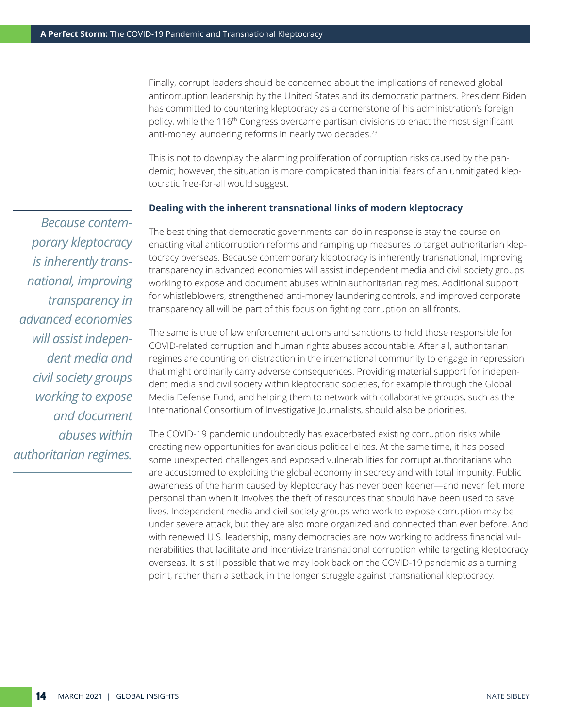Finally, corrupt leaders should be concerned about the implications of renewed global anticorruption leadership by the United States and its democratic partners. President Biden has committed to countering kleptocracy as a cornerstone of his administration's foreign policy, while the 116th Congress overcame partisan divisions to enact the most significant anti-money laundering reforms in nearly two decades.[23]

This is not to downplay the alarming proliferation of corruption risks caused by the pandemic; however, the situation is more complicated than initial fears of an unmitigated kleptocratic free-for-all would suggest.

### Dealing with the inherent transnational links of modern kleptocracy

The best thing that democratic governments can do in response is stay the course on enacting vital anticorruption reforms and ramping up measures to target authoritarian kleptocracy overseas. Because contemporary kleptocracy is inherently transnational, improving transparency in advanced economies will assist independent media and civil society groups working to expose and document abuses within authoritarian regimes. Additional support for whistleblowers, strengthened anti-money laundering controls, and improved corporate transparency all will be part of this focus on fighting corruption on all fronts.

> *Because contemporary kleptocracy is inherently transnational, improving transparency in advanced economies will assist independent media and civil society groups working to expose and document abuses within authoritarian regimes.*

The same is true of law enforcement actions and sanctions to hold those responsible for COVID-related corruption and human rights abuses accountable. After all, authoritarian regimes are counting on distraction in the international community to engage in repression that might ordinarily carry adverse consequences. Providing material support for independent media and civil society within kleptocratic societies, for example through the Global Media Defense Fund, and helping them to network with collaborative groups, such as the International Consortium of Investigative Journalists, should also be priorities.

The COVID-19 pandemic undoubtedly has exacerbated existing corruption risks while creating new opportunities for avaricious political elites. At the same time, it has posed some unexpected challenges and exposed vulnerabilities for corrupt authoritarians who are accustomed to exploiting the global economy in secrecy and with total impunity. Public awareness of the harm caused by kleptocracy has never been keener—and never felt more personal than when it involves the theft of resources that should have been used to save lives. Independent media and civil society groups who work to expose corruption may be under severe attack, but they are also more organized and connected than ever before. And with renewed U.S. leadership, many democracies are now working to address financial vulnerabilities that facilitate and incentivize transnational corruption while targeting kleptocracy overseas. It is still possible that we may look back on the COVID-19 pandemic as a turning point, rather than a setback, in the longer struggle against transnational kleptocracy.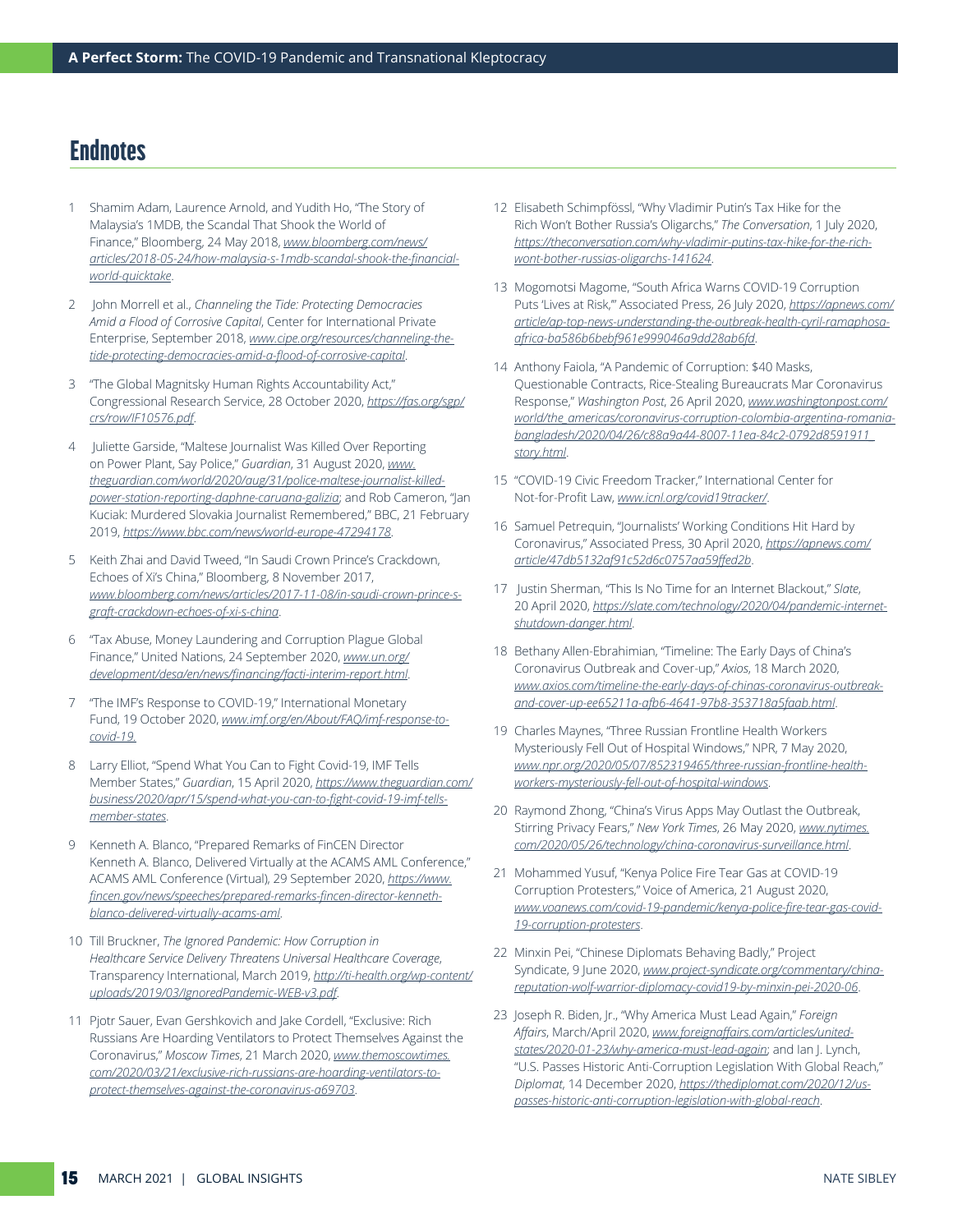# Endnotes

1 Shamim Adam, Laurence Arnold, and Yudith Ho, "The Story of Malaysia's 1MDB, the Scandal That Shook the World of Finance," Bloomberg, 24 May 2018, www.bloomberg.com/news/articles/2018-05-24/how-malaysia-s-1mdb-scandal-shook-the-financial-world-quicktake.

2 John Morrell et al., *Channeling the Tide: Protecting Democracies Amid a Flood of Corrosive Capital*, Center for International Private Enterprise, September 2018, www.cipe.org/resources/channeling-the-tide-protecting-democracies-amid-a-flood-of-corrosive-capital.

3 "The Global Magnitsky Human Rights Accountability Act," Congressional Research Service, 28 October 2020, https://fas.org/sgp/crs/row/IF10576.pdf.

4 Juliette Garside, "Maltese Journalist Was Killed Over Reporting on Power Plant, Say Police," *Guardian*, 31 August 2020, www.theguardian.com/world/2020/aug/31/police-maltese-journalist-killed-power-station-reporting-daphne-caruana-galizia; and Rob Cameron, "Jan Kuciak: Murdered Slovakia Journalist Remembered," BBC, 21 February 2019, https://www.bbc.com/news/world-europe-47294178.

5 Keith Zhai and David Tweed, "In Saudi Crown Prince's Crackdown, Echoes of Xi's China," Bloomberg, 8 November 2017, www.bloomberg.com/news/articles/2017-11-08/in-saudi-crown-prince-s-graft-crackdown-echoes-of-xi-s-china.

6 "Tax Abuse, Money Laundering and Corruption Plague Global Finance," United Nations, 24 September 2020, www.un.org/development/desa/en/news/financing/facti-interim-report.html.

7 "The IMF's Response to COVID-19," International Monetary Fund, 19 October 2020, www.imf.org/en/About/FAQ/imf-response-to-covid-19.

8 Larry Elliot, "Spend What You Can to Fight Covid-19, IMF Tells Member States," *Guardian*, 15 April 2020, https://www.theguardian.com/business/2020/apr/15/spend-what-you-can-to-fight-covid-19-imf-tells-member-states.

9 Kenneth A. Blanco, "Prepared Remarks of FinCEN Director Kenneth A. Blanco, Delivered Virtually at the ACAMS AML Conference," ACAMS AML Conference (Virtual), 29 September 2020, https://www.fincen.gov/news/speeches/prepared-remarks-fincen-director-kenneth-blanco-delivered-virtually-acams-aml.

10 Till Bruckner, *The Ignored Pandemic: How Corruption in Healthcare Service Delivery Threatens Universal Healthcare Coverage*, Transparency International, March 2019, http://ti-health.org/wp-content/uploads/2019/03/IgnoredPandemic-WEB-v3.pdf.

11 Pjotr Sauer, Evan Gershkovich and Jake Cordell, "Exclusive: Rich Russians Are Hoarding Ventilators to Protect Themselves Against the Coronavirus," *Moscow Times*, 21 March 2020, www.themoscowtimes.com/2020/03/21/exclusive-rich-russians-are-hoarding-ventilators-to-protect-themselves-against-the-coronavirus-a69703.

12 Elisabeth Schimpfössl, "Why Vladimir Putin's Tax Hike for the Rich Won't Bother Russia's Oligarchs," *The Conversation*, 1 July 2020, https://theconversation.com/why-vladimir-putins-tax-hike-for-the-rich-wont-bother-russias-oligarchs-141624.

13 Mogomotsi Magome, "South Africa Warns COVID-19 Corruption Puts 'Lives at Risk,'" Associated Press, 26 July 2020, https://apnews.com/article/ap-top-news-understanding-the-outbreak-health-cyril-ramaphosa-africa-ba586b6bebf961e999046a9dd28ab6fd.

14 Anthony Faiola, "A Pandemic of Corruption: $40 Masks, Questionable Contracts, Rice-Stealing Bureaucrats Mar Coronavirus Response," *Washington Post*, 26 April 2020, www.washingtonpost.com/world/the_americas/coronavirus-corruption-colombia-argentina-romania-bangladesh/2020/04/26/c88a9a44-8007-11ea-84c2-0792d8591911_story.html.

15 "COVID-19 Civic Freedom Tracker," International Center for Not-for-Profit Law, www.icnl.org/covid19tracker/.

16 Samuel Petrequin, "Journalists' Working Conditions Hit Hard by Coronavirus," Associated Press, 30 April 2020, https://apnews.com/article/47db5132af91c52d6c0757aa59ffed2b.

17 Justin Sherman, "This Is No Time for an Internet Blackout," *Slate*, 20 April 2020, https://slate.com/technology/2020/04/pandemic-internet-shutdown-danger.html.

18 Bethany Allen-Ebrahimian, "Timeline: The Early Days of China's Coronavirus Outbreak and Cover-up," *Axios*, 18 March 2020, www.axios.com/timeline-the-early-days-of-chinas-coronavirus-outbreak-and-cover-up-ee65211a-afb6-4641-97b8-353718a5faab.html.

19 Charles Maynes, "Three Russian Frontline Health Workers Mysteriously Fell Out of Hospital Windows," NPR, 7 May 2020, www.npr.org/2020/05/07/852319465/three-russian-frontline-health-workers-mysteriously-fell-out-of-hospital-windows.

20 Raymond Zhong, "China's Virus Apps May Outlast the Outbreak, Stirring Privacy Fears," *New York Times*, 26 May 2020, www.nytimes.com/2020/05/26/technology/china-coronavirus-surveillance.html.

21 Mohammed Yusuf, "Kenya Police Fire Tear Gas at COVID-19 Corruption Protesters," Voice of America, 21 August 2020, www.voanews.com/covid-19-pandemic/kenya-police-fire-tear-gas-covid-19-corruption-protesters.

22 Minxin Pei, "Chinese Diplomats Behaving Badly," Project Syndicate, 9 June 2020, www.project-syndicate.org/commentary/china-reputation-wolf-warrior-diplomacy-covid19-by-minxin-pei-2020-06.

23 Joseph R. Biden, Jr., "Why America Must Lead Again," *Foreign Affairs*, March/April 2020, www.foreignaffairs.com/articles/united-states/2020-01-23/why-america-must-lead-again; and Ian J. Lynch, "U.S. Passes Historic Anti-Corruption Legislation With Global Reach," *Diplomat*, 14 December 2020, https://thediplomat.com/2020/12/us-passes-historic-anti-corruption-legislation-with-global-reach.